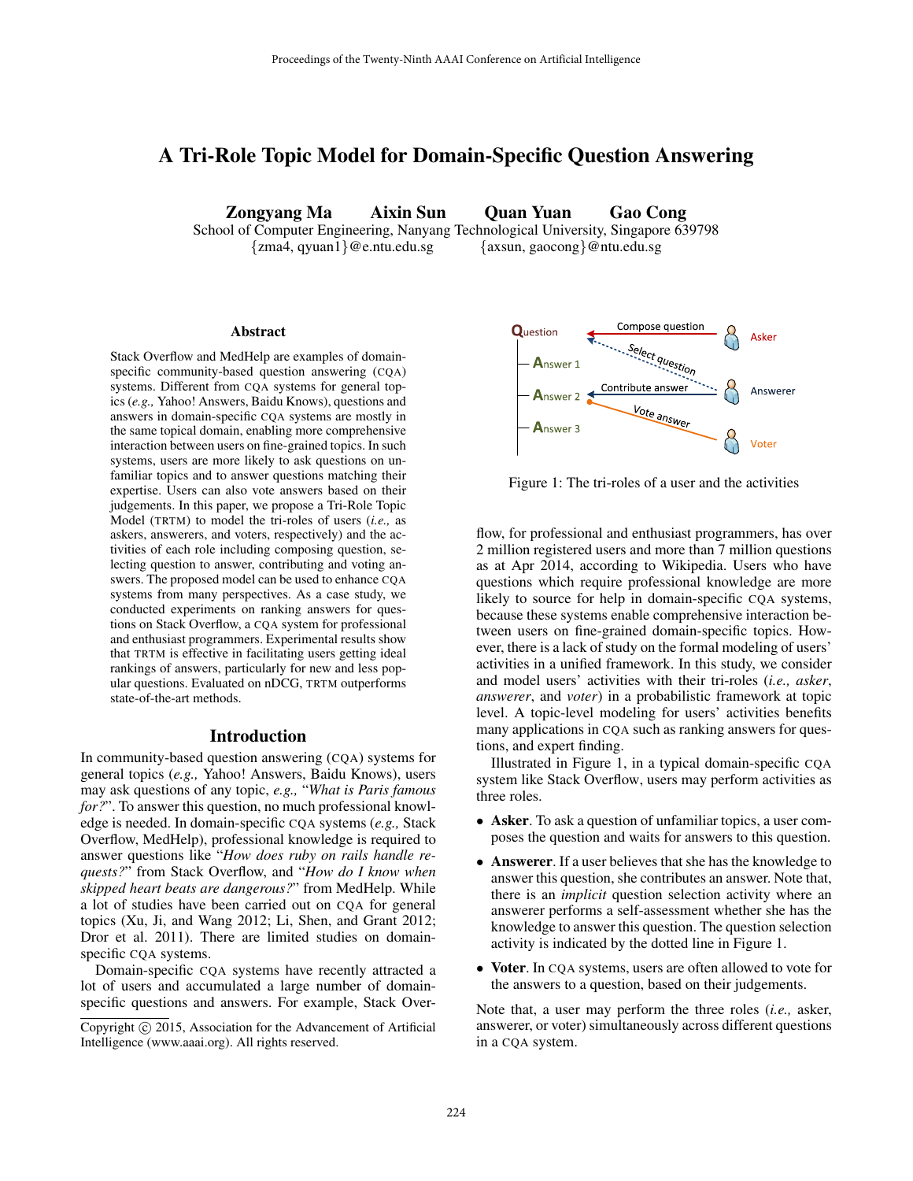# A Tri-Role Topic Model for Domain-Specific Question Answering

**Zongyang Ma Aixin Sun Quan Yuan Gao Cong**

School of Computer Engineering, Nanyang Technological University, Singapore 639798
{zma4, qyuan1}@e.ntu.edu.sg {axsun, gaocong}@ntu.edu.sg

## Abstract

Stack Overflow and MedHelp are examples of domain-specific community-based question answering (CQA) systems. Different from CQA systems for general topics (*e.g.,* Yahoo! Answers, Baidu Knows), questions and answers in domain-specific CQA systems are mostly in the same topical domain, enabling more comprehensive interaction between users on fine-grained topics. In such systems, users are more likely to ask questions on unfamiliar topics and to answer questions matching their expertise. Users can also vote answers based on their judgements. In this paper, we propose a Tri-Role Topic Model (TRTM) to model the tri-roles of users (*i.e.,* as askers, answerers, and voters, respectively) and the activities of each role including composing question, selecting question to answer, contributing and voting answers. The proposed model can be used to enhance CQA systems from many perspectives. As a case study, we conducted experiments on ranking answers for questions on Stack Overflow, a CQA system for professional and enthusiast programmers. Experimental results show that TRTM is effective in facilitating users getting ideal rankings of answers, particularly for new and less popular questions. Evaluated on nDCG, TRTM outperforms state-of-the-art methods.

## Introduction

In community-based question answering (CQA) systems for general topics (*e.g.,* Yahoo! Answers, Baidu Knows), users may ask questions of any topic, *e.g.,* "*What is Paris famous for?*". To answer this question, no much professional knowledge is needed. In domain-specific CQA systems (*e.g.,* Stack Overflow, MedHelp), professional knowledge is required to answer questions like "*How does ruby on rails handle requests?*" from Stack Overflow, and "*How do I know when skipped heart beats are dangerous?*" from MedHelp. While a lot of studies have been carried out on CQA for general topics (Xu, Ji, and Wang 2012; Li, Shen, and Grant 2012; Dror et al. 2011). There are limited studies on domain-specific CQA systems.

Domain-specific CQA systems have recently attracted a lot of users and accumulated a large number of domain-specific questions and answers. For example, Stack Overflow, for professional and enthusiast programmers, has over 2 million registered users and more than 7 million questions as at Apr 2014, according to Wikipedia. Users who have questions which require professional knowledge are more likely to source for help in domain-specific CQA systems, because these systems enable comprehensive interaction between users on fine-grained domain-specific topics. However, there is a lack of study on the formal modeling of users' activities in a unified framework. In this study, we consider and model users' activities with their tri-roles (*i.e., asker*, *answerer*, and *voter*) in a probabilistic framework at topic level. A topic-level modeling for users' activities benefits many applications in CQA such as ranking answers for questions, and expert finding.

Figure 1: The tri-roles of a user and the activities

Illustrated in Figure 1, in a typical domain-specific CQA system like Stack Overflow, users may perform activities as three roles.

- **Asker**. To ask a question of unfamiliar topics, a user composes the question and waits for answers to this question.
- **Answerer**. If a user believes that she has the knowledge to answer this question, she contributes an answer. Note that, there is an *implicit* question selection activity where an answerer performs a self-assessment whether she has the knowledge to answer this question. The question selection activity is indicated by the dotted line in Figure 1.
- **Voter**. In CQA systems, users are often allowed to vote for the answers to a question, based on their judgements.

Note that, a user may perform the three roles (*i.e.,* asker, answerer, or voter) simultaneously across different questions in a CQA system.

Copyright © 2015, Association for the Advancement of Artificial Intelligence (www.aaai.org). All rights reserved.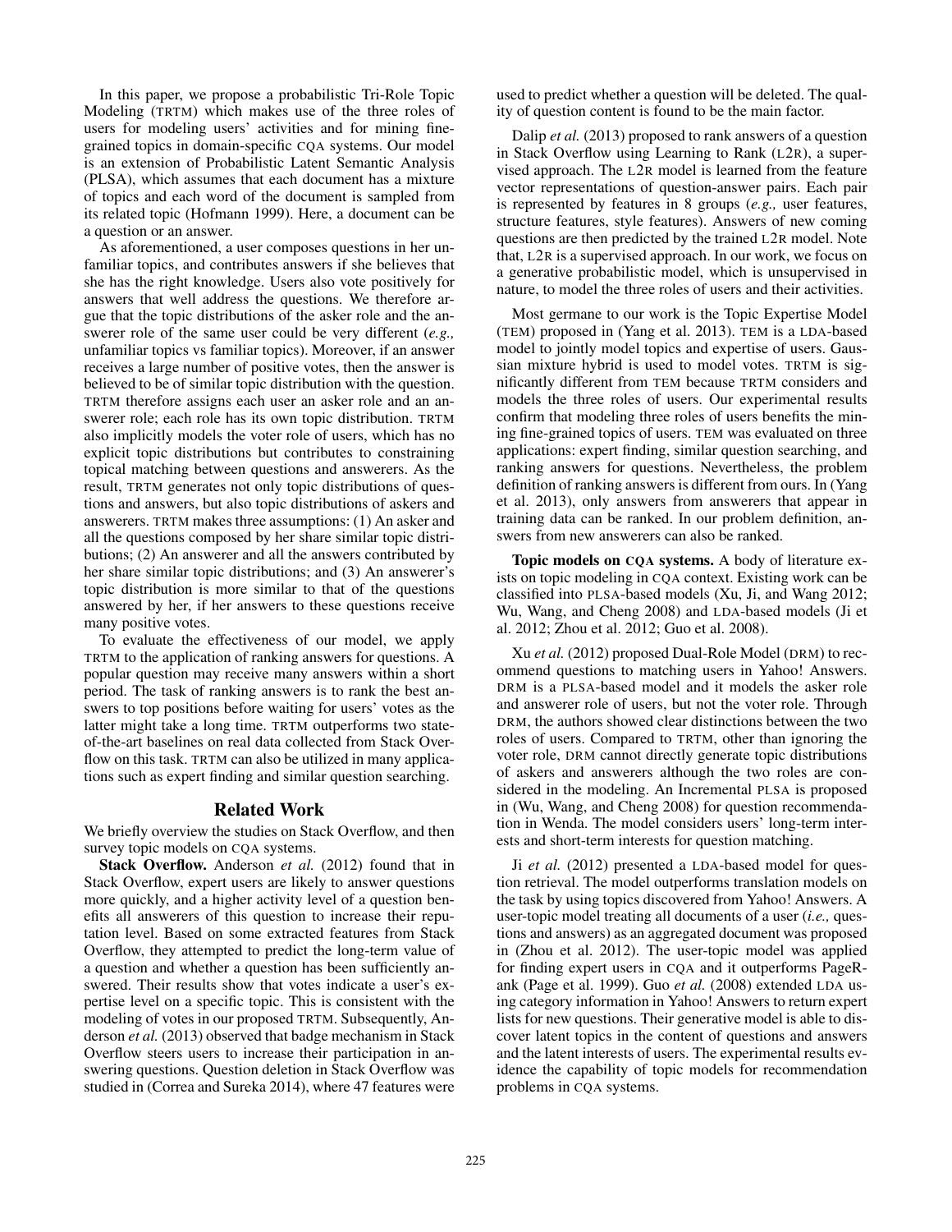In this paper, we propose a probabilistic Tri-Role Topic Modeling (TRTM) which makes use of the three roles of users for modeling users' activities and for mining fine-grained topics in domain-specific CQA systems. Our model is an extension of Probabilistic Latent Semantic Analysis (PLSA), which assumes that each document has a mixture of topics and each word of the document is sampled from its related topic (Hofmann 1999). Here, a document can be a question or an answer.

As aforementioned, a user composes questions in her unfamiliar topics, and contributes answers if she believes that she has the right knowledge. Users also vote positively for answers that well address the questions. We therefore argue that the topic distributions of the asker role and the answerer role of the same user could be very different (*e.g.,* unfamiliar topics vs familiar topics). Moreover, if an answer receives a large number of positive votes, then the answer is believed to be of similar topic distribution with the question. TRTM therefore assigns each user an asker role and an answerer role; each role has its own topic distribution. TRTM also implicitly models the voter role of users, which has no explicit topic distributions but contributes to constraining topical matching between questions and answerers. As the result, TRTM generates not only topic distributions of questions and answers, but also topic distributions of askers and answerers. TRTM makes three assumptions: (1) An asker and all the questions composed by her share similar topic distributions; (2) An answerer and all the answers contributed by her share similar topic distributions; and (3) An answerer's topic distribution is more similar to that of the questions answered by her, if her answers to these questions receive many positive votes.

To evaluate the effectiveness of our model, we apply TRTM to the application of ranking answers for questions. A popular question may receive many answers within a short period. The task of ranking answers is to rank the best answers to top positions before waiting for users' votes as the latter might take a long time. TRTM outperforms two state-of-the-art baselines on real data collected from Stack Overflow on this task. TRTM can also be utilized in many applications such as expert finding and similar question searching.

## Related Work

We briefly overview the studies on Stack Overflow, and then survey topic models on CQA systems.

**Stack Overflow.** Anderson *et al.* (2012) found that in Stack Overflow, expert users are likely to answer questions more quickly, and a higher activity level of a question benefits all answerers of this question to increase their reputation level. Based on some extracted features from Stack Overflow, they attempted to predict the long-term value of a question and whether a question has been sufficiently answered. Their results show that votes indicate a user's expertise level on a specific topic. This is consistent with the modeling of votes in our proposed TRTM. Subsequently, Anderson *et al.* (2013) observed that badge mechanism in Stack Overflow steers users to increase their participation in answering questions. Question deletion in Stack Overflow was studied in (Correa and Sureka 2014), where 47 features were used to predict whether a question will be deleted. The quality of question content is found to be the main factor.

Dalip *et al.* (2013) proposed to rank answers of a question in Stack Overflow using Learning to Rank (L2R), a supervised approach. The L2R model is learned from the feature vector representations of question-answer pairs. Each pair is represented by features in 8 groups (*e.g.,* user features, structure features, style features). Answers of new coming questions are then predicted by the trained L2R model. Note that, L2R is a supervised approach. In our work, we focus on a generative probabilistic model, which is unsupervised in nature, to model the three roles of users and their activities.

Most germane to our work is the Topic Expertise Model (TEM) proposed in (Yang et al. 2013). TEM is a LDA-based model to jointly model topics and expertise of users. Gaussian mixture hybrid is used to model votes. TRTM is significantly different from TEM because TRTM considers and models the three roles of users. Our experimental results confirm that modeling three roles of users benefits the mining fine-grained topics of users. TEM was evaluated on three applications: expert finding, similar question searching, and ranking answers for questions. Nevertheless, the problem definition of ranking answers is different from ours. In (Yang et al. 2013), only answers from answerers that appear in training data can be ranked. In our problem definition, answers from new answerers can also be ranked.

**Topic models on CQA systems.** A body of literature exists on topic modeling in CQA context. Existing work can be classified into PLSA-based models (Xu, Ji, and Wang 2012; Wu, Wang, and Cheng 2008) and LDA-based models (Ji et al. 2012; Zhou et al. 2012; Guo et al. 2008).

Xu *et al.* (2012) proposed Dual-Role Model (DRM) to recommend questions to matching users in Yahoo! Answers. DRM is a PLSA-based model and it models the asker role and answerer role of users, but not the voter role. Through DRM, the authors showed clear distinctions between the two roles of users. Compared to TRTM, other than ignoring the voter role, DRM cannot directly generate topic distributions of askers and answerers although the two roles are considered in the modeling. An Incremental PLSA is proposed in (Wu, Wang, and Cheng 2008) for question recommendation in Wenda. The model considers users' long-term interests and short-term interests for question matching.

Ji *et al.* (2012) presented a LDA-based model for question retrieval. The model outperforms translation models on the task by using topics discovered from Yahoo! Answers. A user-topic model treating all documents of a user (*i.e.,* questions and answers) as an aggregated document was proposed in (Zhou et al. 2012). The user-topic model was applied for finding expert users in CQA and it outperforms PageRank (Page et al. 1999). Guo *et al.* (2008) extended LDA using category information in Yahoo! Answers to return expert lists for new questions. Their generative model is able to discover latent topics in the content of questions and answers and the latent interests of users. The experimental results evidence the capability of topic models for recommendation problems in CQA systems.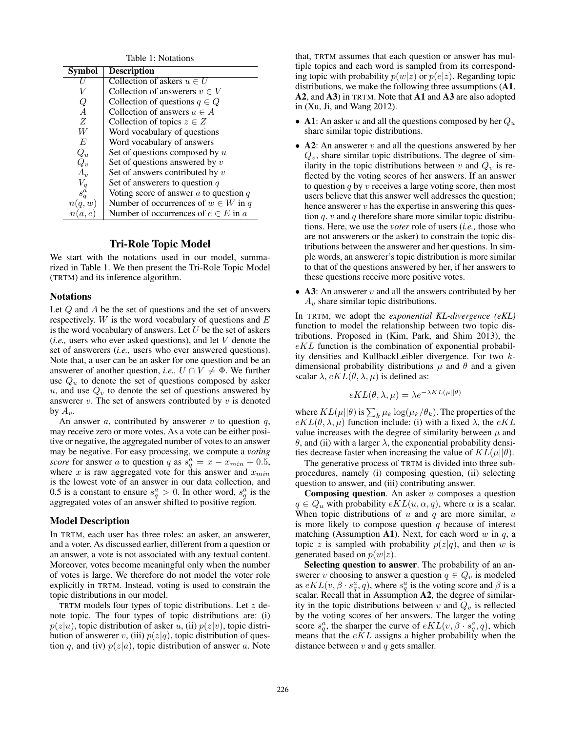Table 1: Notations

| Symbol | Description |
|---|---|
| $U$ | Collection of askers $u \in U$ |
| $V$ | Collection of answerers $v \in V$ |
| $Q$ | Collection of questions $q \in Q$ |
| $A$ | Collection of answers $a \in A$ |
| $Z$ | Collection of topics $z \in Z$ |
| $W$ | Word vocabulary of questions |
| $E$ | Word vocabulary of answers |
| $Q_u$ | Set of questions composed by $u$ |
| $Q_v$ | Set of questions answered by $v$ |
| $A_v$ | Set of answers contributed by $v$ |
| $V_q$ | Set of answerers to question $q$ |
| $s_q^a$ | Voting score of answer $a$ to question $q$ |
| $n(q, w)$ | Number of occurrences of $w \in W$ in $q$ |
| $n(a, e)$ | Number of occurrences of $e \in E$ in $a$ |

## Tri-Role Topic Model

We start with the notations used in our model, summarized in Table 1. We then present the Tri-Role Topic Model (TRTM) and its inference algorithm.

### Notations

Let $Q$ and $A$ be the set of questions and the set of answers respectively. $W$ is the word vocabulary of questions and $E$ is the word vocabulary of answers. Let $U$ be the set of askers (*i.e.,* users who ever asked questions), and let $V$ denote the set of answerers (*i.e.,* users who ever answered questions). Note that, a user can be an asker for one question and be an answerer of another question, *i.e.,* $U \cap V \neq \Phi$. We further use $Q_u$ to denote the set of questions composed by asker $u$, and use $Q_v$ to denote the set of questions answered by answerer $v$. The set of answers contributed by $v$ is denoted by $A_v$.

An answer $a$, contributed by answerer $v$ to question $q$, may receive zero or more votes. As a vote can be either positive or negative, the aggregated number of votes to an answer may be negative. For easy processing, we compute a *voting score* for answer $a$ to question $q$ as $s_q^a = x - x_{min} + 0.5$, where $x$ is raw aggregated vote for this answer and $x_{min}$ is the lowest vote of an answer in our data collection, and 0.5 is a constant to ensure $s_q^a > 0$. In other word, $s_q^a$ is the aggregated votes of an answer shifted to positive region.

### Model Description

In TRTM, each user has three roles: an asker, an answerer, and a voter. As discussed earlier, different from a question or an answer, a vote is not associated with any textual content. Moreover, votes become meaningful only when the number of votes is large. We therefore do not model the voter role explicitly in TRTM. Instead, voting is used to constrain the topic distributions in our model.

TRTM models four types of topic distributions. Let $z$ denote topic. The four types of topic distributions are: (i) $p(z|u)$, topic distribution of asker $u$, (ii) $p(z|v)$, topic distribution of answerer $v$, (iii) $p(z|q)$, topic distribution of question $q$, and (iv) $p(z|a)$, topic distribution of answer $a$. Note that, TRTM assumes that each question or answer has multiple topics and each word is sampled from its corresponding topic with probability $p(w|z)$ or $p(e|z)$. Regarding topic distributions, we make the following three assumptions (**A1**, **A2**, and **A3**) in TRTM. Note that **A1** and **A3** are also adopted in (Xu, Ji, and Wang 2012).

- **A1**: An asker $u$ and all the questions composed by her $Q_u$ share similar topic distributions.
- **A2**: An answerer $v$ and all the questions answered by her $Q_v$, share similar topic distributions. The degree of similarity in the topic distributions between $v$ and $Q_v$ is reflected by the voting scores of her answers. If an answer to question $q$ by $v$ receives a large voting score, then most users believe that this answer well addresses the question; hence answerer $v$ has the expertise in answering this question $q$. $v$ and $q$ therefore share more similar topic distributions. Here, we use the *voter* role of users (*i.e.,* those who are not answerers or the asker) to constrain the topic distributions between the answerer and her questions. In simple words, an answerer's topic distribution is more similar to that of the questions answered by her, if her answers to these questions receive more positive votes.
- **A3**: An answerer $v$ and all the answers contributed by her $A_v$ share similar topic distributions.

In TRTM, we adopt the *exponential KL-divergence (eKL)* function to model the relationship between two topic distributions. Proposed in (Kim, Park, and Shim 2013), the $eKL$ function is the combination of exponential probability densities and KullbackLeibler divergence. For two $k$-dimensional probability distributions $\mu$ and $\theta$ and a given scalar $\lambda$, $eKL(\theta, \lambda, \mu)$ is defined as:

$$eKL(\theta, \lambda, \mu) = \lambda e^{-\lambda KL(\mu||\theta)}$$

where $KL(\mu||\theta)$ is $\sum_k \mu_k \log(\mu_k/\theta_k)$. The properties of the $eKL(\theta, \lambda, \mu)$ function include: (i) with a fixed $\lambda$, the $eKL$ value increases with the degree of similarity between $\mu$ and $\theta$, and (ii) with a larger $\lambda$, the exponential probability densities decrease faster when increasing the value of $KL(\mu||\theta)$.

The generative process of TRTM is divided into three subprocedures, namely (i) composing question, (ii) selecting question to answer, and (iii) contributing answer.

**Composing question**. An asker $u$ composes a question $q \in Q_u$ with probability $eKL(u, \alpha, q)$, where $\alpha$ is a scalar. When topic distributions of $u$ and $q$ are more similar, $u$ is more likely to compose question $q$ because of interest matching (Assumption **A1**). Next, for each word $w$ in $q$, a topic $z$ is sampled with probability $p(z|q)$, and then $w$ is generated based on $p(w|z)$.

**Selecting question to answer**. The probability of an answerer $v$ choosing to answer a question $q \in Q_v$ is modeled as $eKL(v, \beta \cdot s_q^a, q)$, where $s_q^a$ is the voting score and $\beta$ is a scalar. Recall that in Assumption **A2**, the degree of similarity in the topic distributions between $v$ and $Q_v$ is reflected by the voting scores of her answers. The larger the voting score $s_q^a$, the sharper the curve of $eKL(v, \beta \cdot s_q^a, q)$, which means that the $eKL$ assigns a higher probability when the distance between $v$ and $q$ gets smaller.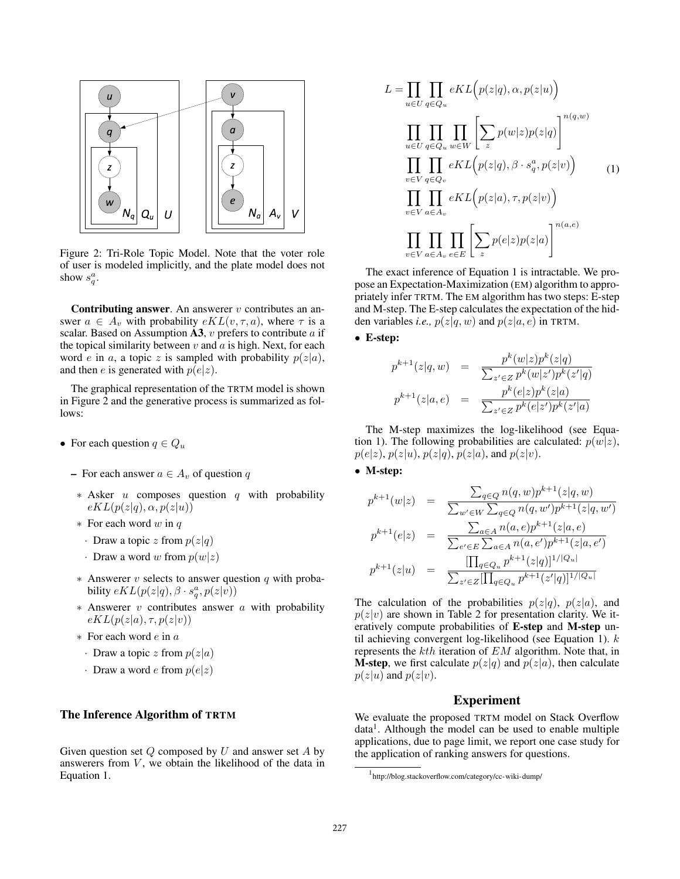Figure 2: Tri-Role Topic Model. Note that the voter role of user is modeled implicitly, and the plate model does not show $s_q^a$.

**Contributing answer**. An answerer $v$ contributes an answer $a \in A_v$ with probability $eKL(v, \tau, a)$, where $\tau$ is a scalar. Based on Assumption **A3**, $v$ prefers to contribute $a$ if the topical similarity between $v$ and $a$ is high. Next, for each word $e$ in $a$, a topic $z$ is sampled with probability $p(z|a)$, and then $e$ is generated with $p(e|z)$.

The graphical representation of the TRTM model is shown in Figure 2 and the generative process is summarized as follows:

- For each question $q \in Q_u$
  - For each answer $a \in A_v$ of question $q$
    - Asker $u$ composes question $q$ with probability $eKL(p(z|q), \alpha, p(z|u))$
    - For each word $w$ in $q$
      - Draw a topic $z$ from $p(z|q)$
      - Draw a word $w$ from $p(w|z)$
    - Answerer $v$ selects to answer question $q$ with probability $eKL(p(z|q), \beta \cdot s_q^a, p(z|v))$
    - Answerer $v$ contributes answer $a$ with probability $eKL(p(z|a), \tau, p(z|v))$
    - For each word $e$ in $a$
      - Draw a topic $z$ from $p(z|a)$
      - Draw a word $e$ from $p(e|z)$

## The Inference Algorithm of TRTM

Given question set $Q$ composed by $U$ and answer set $A$ by answerers from $V$, we obtain the likelihood of the data in Equation 1.

$$
\begin{aligned}
L = & \prod_{u \in U} \prod_{q \in Q_u} eKL\Big(p(z|q), \alpha, p(z|u)\Big) \\
& \prod_{u \in U} \prod_{q \in Q_u} \prod_{w \in W} \left[ \sum_z p(w|z) p(z|q) \right]^{n(q,w)} \\
& \prod_{v \in V} \prod_{q \in Q_v} eKL\Big(p(z|q), \beta \cdot s_q^a, p(z|v)\Big) \\
& \prod_{v \in V} \prod_{a \in A_v} eKL\Big(p(z|a), \tau, p(z|v)\Big) \\
& \prod_{v \in V} \prod_{a \in A_v} \prod_{e \in E} \left[ \sum_z p(e|z) p(z|a) \right]^{n(a,e)}
\end{aligned} \tag{1}
$$

The exact inference of Equation 1 is intractable. We propose an Expectation-Maximization (EM) algorithm to appropriately infer TRTM. The EM algorithm has two steps: E-step and M-step. The E-step calculates the expectation of the hidden variables *i.e.,* $p(z|q, w)$ and $p(z|a, e)$ in TRTM.

- **E-step:**

$$
\begin{aligned}
p^{k+1}(z|q, w) &= \frac{p^k(w|z) p^k(z|q)}{\sum_{z' \in Z} p^k(w|z') p^k(z'|q)} \\
p^{k+1}(z|a, e) &= \frac{p^k(e|z) p^k(z|a)}{\sum_{z' \in Z} p^k(e|z') p^k(z'|a)}
\end{aligned}
$$

The M-step maximizes the log-likelihood (see Equation 1). The following probabilities are calculated: $p(w|z)$, $p(e|z)$, $p(z|u)$, $p(z|q)$, $p(z|a)$, and $p(z|v)$.

- **M-step:**

$$
\begin{aligned}
p^{k+1}(w|z) &= \frac{\sum_{q \in Q} n(q, w) p^{k+1}(z|q, w)}{\sum_{w' \in W} \sum_{q \in Q} n(q, w') p^{k+1}(z|q, w')} \\
p^{k+1}(e|z) &= \frac{\sum_{a \in A} n(a, e) p^{k+1}(z|a, e)}{\sum_{e' \in E} \sum_{a \in A} n(a, e') p^{k+1}(z|a, e')} \\
p^{k+1}(z|u) &= \frac{[\prod_{q \in Q_u} p^{k+1}(z|q)]^{1/|Q_u|}}{\sum_{z' \in Z} [\prod_{q \in Q_u} p^{k+1}(z'|q)]^{1/|Q_u|}}
\end{aligned}
$$

The calculation of the probabilities $p(z|q)$, $p(z|a)$, and $p(z|v)$ are shown in Table 2 for presentation clarity. We iteratively compute probabilities of **E-step** and **M-step** until achieving convergent log-likelihood (see Equation 1). $k$ represents the $kth$ iteration of $EM$ algorithm. Note that, in **M-step**, we first calculate $p(z|q)$ and $p(z|a)$, then calculate $p(z|u)$ and $p(z|v)$.

## Experiment

We evaluate the proposed TRTM model on Stack Overflow data[1]. Although the model can be used to enable multiple applications, due to page limit, we report one case study for the application of ranking answers for questions.

[1] http://blog.stackoverflow.com/category/cc-wiki-dump/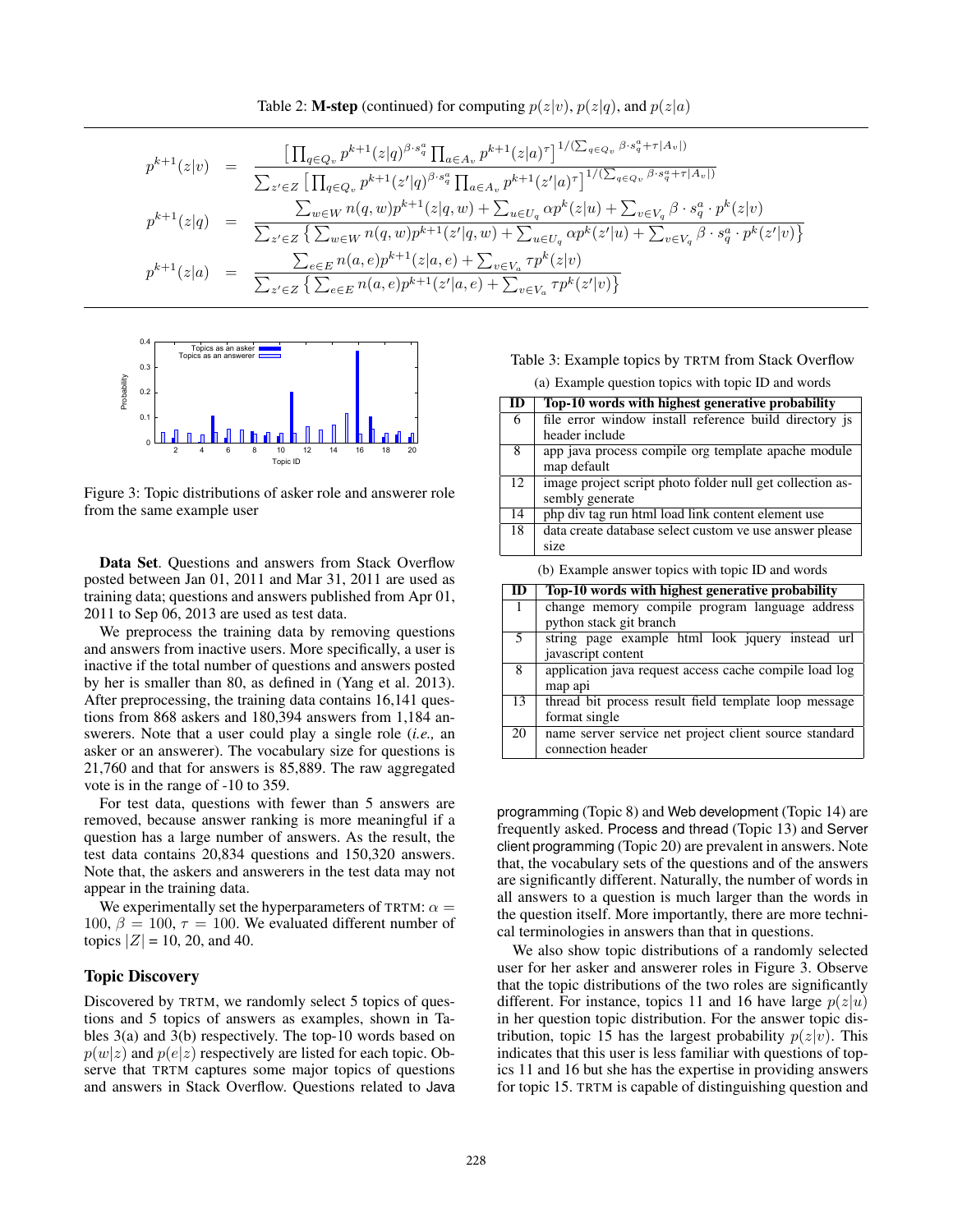Table 2: **M-step** (continued) for computing $p(z|v)$, $p(z|q)$, and $p(z|a)$

$$
p^{k+1}(z|v) = \frac{\left[\prod_{q\in Q_v} p^{k+1}(z|q)^{\beta\cdot s_q^a} \prod_{a\in A_v} p^{k+1}(z|a)^{\tau}\right]^{1/(\sum_{q\in Q_v}\beta\cdot s_q^a+\tau|A_v|)}}{\sum_{z'\in Z}\left[\prod_{q\in Q_v} p^{k+1}(z'|q)^{\beta\cdot s_q^a} \prod_{a\in A_v} p^{k+1}(z'|a)^{\tau}\right]^{1/(\sum_{q\in Q_v}\beta\cdot s_q^a+\tau|A_v|)}}
$$

$$
p^{k+1}(z|q) = \frac{\sum_{w\in W} n(q,w)p^{k+1}(z|q,w) + \sum_{u\in U_q}\alpha p^k(z|u) + \sum_{v\in V_q}\beta\cdot s_q^a\cdot p^k(z|v)}{\sum_{z'\in Z}\left\{\sum_{w\in W} n(q,w)p^{k+1}(z'|q,w) + \sum_{u\in U_q}\alpha p^k(z'|u) + \sum_{v\in V_q}\beta\cdot s_q^a\cdot p^k(z'|v)\right\}}
$$

$$
p^{k+1}(z|a) = \frac{\sum_{e\in E} n(a,e)p^{k+1}(z|a,e) + \sum_{v\in V_a}\tau p^k(z|v)}{\sum_{z'\in Z}\left\{\sum_{e\in E} n(a,e)p^{k+1}(z'|a,e) + \sum_{v\in V_a}\tau p^k(z'|v)\right\}}
$$

Figure 3: Topic distributions of asker role and answerer role from the same example user

**Data Set**. Questions and answers from Stack Overflow posted between Jan 01, 2011 and Mar 31, 2011 are used as training data; questions and answers published from Apr 01, 2011 to Sep 06, 2013 are used as test data.

We preprocess the training data by removing questions and answers from inactive users. More specifically, a user is inactive if the total number of questions and answers posted by her is smaller than 80, as defined in (Yang et al. 2013). After preprocessing, the training data contains 16,141 questions from 868 askers and 180,394 answers from 1,184 answerers. Note that a user could play a single role (*i.e.,* an asker or an answerer). The vocabulary size for questions is 21,760 and that for answers is 85,889. The raw aggregated vote is in the range of -10 to 359.

For test data, questions with fewer than 5 answers are removed, because answer ranking is more meaningful if a question has a large number of answers. As the result, the test data contains 20,834 questions and 150,320 answers. Note that, the askers and answerers in the test data may not appear in the training data.

We experimentally set the hyperparameters of TRTM: $\alpha = 100$, $\beta = 100$, $\tau = 100$. We evaluated different number of topics $|Z|$ = 10, 20, and 40.

## Topic Discovery

Discovered by TRTM, we randomly select 5 topics of questions and 5 topics of answers as examples, shown in Tables 3(a) and 3(b) respectively. The top-10 words based on $p(w|z)$ and $p(e|z)$ respectively are listed for each topic. Observe that TRTM captures some major topics of questions and answers in Stack Overflow. Questions related to Java programming (Topic 8) and Web development (Topic 14) are frequently asked. Process and thread (Topic 13) and Server client programming (Topic 20) are prevalent in answers. Note that, the vocabulary sets of the questions and of the answers are significantly different. Naturally, the number of words in all answers to a question is much larger than the words in the question itself. More importantly, there are more technical terminologies in answers than that in questions.

Table 3: Example topics by TRTM from Stack Overflow

(a) Example question topics with topic ID and words

| ID | Top-10 words with highest generative probability |
|---|---|
| 6 | file error window install reference build directory js header include |
| 8 | app java process compile org template apache module map default |
| 12 | image project script photo folder null get collection assembly generate |
| 14 | php div tag run html load link content element use |
| 18 | data create database select custom ve use answer please size |

(b) Example answer topics with topic ID and words

| ID | Top-10 words with highest generative probability |
|---|---|
| 1 | change memory compile program language address python stack git branch |
| 5 | string page example html look jquery instead url javascript content |
| 8 | application java request access cache compile load log map api |
| 13 | thread bit process result field template loop message format single |
| 20 | name server service net project client source standard connection header |

We also show topic distributions of a randomly selected user for her asker and answerer roles in Figure 3. Observe that the topic distributions of the two roles are significantly different. For instance, topics 11 and 16 have large $p(z|u)$ in her question topic distribution. For the answer topic distribution, topic 15 has the largest probability $p(z|v)$. This indicates that this user is less familiar with questions of topics 11 and 16 but she has the expertise in providing answers for topic 15. TRTM is capable of distinguishing question and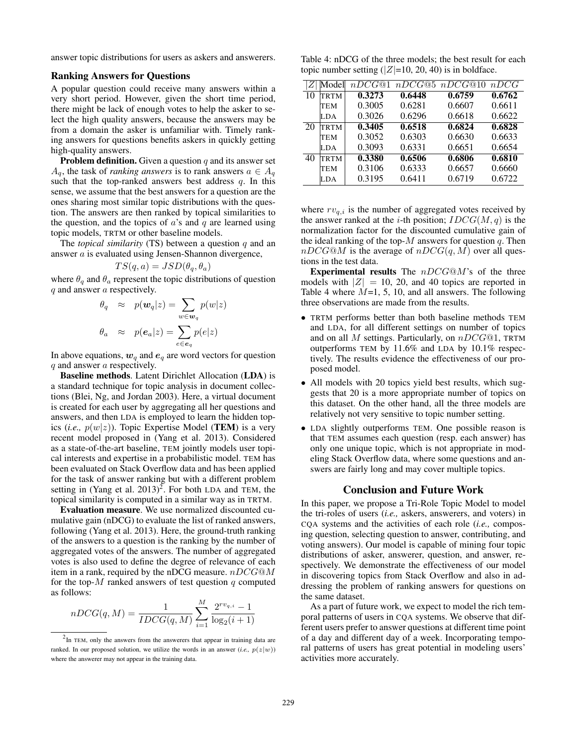answer topic distributions for users as askers and answerers.

## Ranking Answers for Questions

A popular question could receive many answers within a very short period. However, given the short time period, there might be lack of enough votes to help the asker to select the high quality answers, because the answers may be from a domain the asker is unfamiliar with. Timely ranking answers for questions benefits askers in quickly getting high-quality answers.

**Problem definition.** Given a question $q$ and its answer set $A_q$, the task of *ranking answers* is to rank answers $a \in A_q$ such that the top-ranked answers best address $q$. In this sense, we assume that the best answers for a question are the ones sharing most similar topic distributions with the question. The answers are then ranked by topical similarities to the question, and the topics of $a$'s and $q$ are learned using topic models, TRTM or other baseline models.

The *topical similarity* (TS) between a question $q$ and an answer $a$ is evaluated using Jensen-Shannon divergence,

$$TS(q, a) = JSD(\theta_q, \theta_a)$$

where $\theta_q$ and $\theta_a$ represent the topic distributions of question $q$ and answer $a$ respectively.

$$\theta_q \approx p(\boldsymbol{w}_q|z) = \sum_{w \in \boldsymbol{w}_q} p(w|z)$$

$$\theta_a \approx p(\boldsymbol{e}_a|z) = \sum_{e \in \boldsymbol{e}_q} p(e|z)$$

In above equations, $\boldsymbol{w}_q$ and $\boldsymbol{e}_q$ are word vectors for question $q$ and answer $a$ respectively.

**Baseline methods**. Latent Dirichlet Allocation (**LDA**) is a standard technique for topic analysis in document collections (Blei, Ng, and Jordan 2003). Here, a virtual document is created for each user by aggregating all her questions and answers, and then LDA is employed to learn the hidden topics (*i.e.,* $p(w|z)$). Topic Expertise Model (**TEM**) is a very recent model proposed in (Yang et al. 2013). Considered as a state-of-the-art baseline, TEM jointly models user topical interests and expertise in a probabilistic model. TEM has been evaluated on Stack Overflow data and has been applied for the task of answer ranking but with a different problem setting in (Yang et al. 2013)[2]. For both LDA and TEM, the topical similarity is computed in a similar way as in TRTM.

**Evaluation measure**. We use normalized discounted cumulative gain (nDCG) to evaluate the list of ranked answers, following (Yang et al. 2013). Here, the ground-truth ranking of the answers to a question is the ranking by the number of aggregated votes of the answers. The number of aggregated votes is also used to define the degree of relevance of each item in a rank, required by the nDCG measure. $nDCG@M$ for the top-$M$ ranked answers of test question $q$ computed as follows:

$$nDCG(q, M) = \frac{1}{IDCG(q, M)} \sum_{i=1}^{M} \frac{2^{rv_{q,i}} - 1}{\log_2(i + 1)}$$

[2] In TEM, only the answers from the answerers that appear in training data are ranked. In our proposed solution, we utilize the words in an answer (*i.e.,* $p(z|w)$) where the answerer may not appear in the training data.

Table 4: nDCG of the three models; the best result for each topic number setting ($|Z|$=10, 20, 40) is in boldface.

| $\lvert Z\rvert$ | Model | $nDCG@1$ | $nDCG@5$ | $nDCG@10$ | $nDCG$ |
|---|---|---|---|---|---|
| 10 | TRTM | **0.3273** | **0.6448** | **0.6759** | **0.6762** |
| | TEM | 0.3005 | 0.6281 | 0.6607 | 0.6611 |
| | LDA | 0.3026 | 0.6296 | 0.6618 | 0.6622 |
| 20 | TRTM | **0.3405** | **0.6518** | **0.6824** | **0.6828** |
| | TEM | 0.3052 | 0.6303 | 0.6630 | 0.6633 |
| | LDA | 0.3093 | 0.6331 | 0.6651 | 0.6654 |
| 40 | TRTM | **0.3380** | **0.6506** | **0.6806** | **0.6810** |
| | TEM | 0.3106 | 0.6333 | 0.6657 | 0.6660 |
| | LDA | 0.3195 | 0.6411 | 0.6719 | 0.6722 |

where $rv_{q,i}$ is the number of aggregated votes received by the answer ranked at the $i$-th position; $IDCG(M, q)$ is the normalization factor for the discounted cumulative gain of the ideal ranking of the top-$M$ answers for question $q$. Then $nDCG@M$ is the average of $nDCG(q, M)$ over all questions in the test data.

**Experimental results** The $nDCG@M$'s of the three models with $|Z| = 10$, 20, and 40 topics are reported in Table 4 where $M$=1, 5, 10, and all answers. The following three observations are made from the results.

- TRTM performs better than both baseline methods TEM and LDA, for all different settings on number of topics and on all $M$ settings. Particularly, on $nDCG@1$, TRTM outperforms TEM by 11.6% and LDA by 10.1% respectively. The results evidence the effectiveness of our proposed model.
- All models with 20 topics yield best results, which suggests that 20 is a more appropriate number of topics on this dataset. On the other hand, all the three models are relatively not very sensitive to topic number setting.
- LDA slightly outperforms TEM. One possible reason is that TEM assumes each question (resp. each answer) has only one unique topic, which is not appropriate in modeling Stack Overflow data, where some questions and answers are fairly long and may cover multiple topics.

## Conclusion and Future Work

In this paper, we propose a Tri-Role Topic Model to model the tri-roles of users (*i.e.,* askers, answerers, and voters) in CQA systems and the activities of each role (*i.e.,* composing question, selecting question to answer, contributing, and voting answers). Our model is capable of mining four topic distributions of asker, answerer, question, and answer, respectively. We demonstrate the effectiveness of our model in discovering topics from Stack Overflow and also in addressing the problem of ranking answers for questions on the same dataset.

As a part of future work, we expect to model the rich temporal patterns of users in CQA systems. We observe that different users prefer to answer questions at different time point of a day and different day of a week. Incorporating temporal patterns of users has great potential in modeling users' activities more accurately.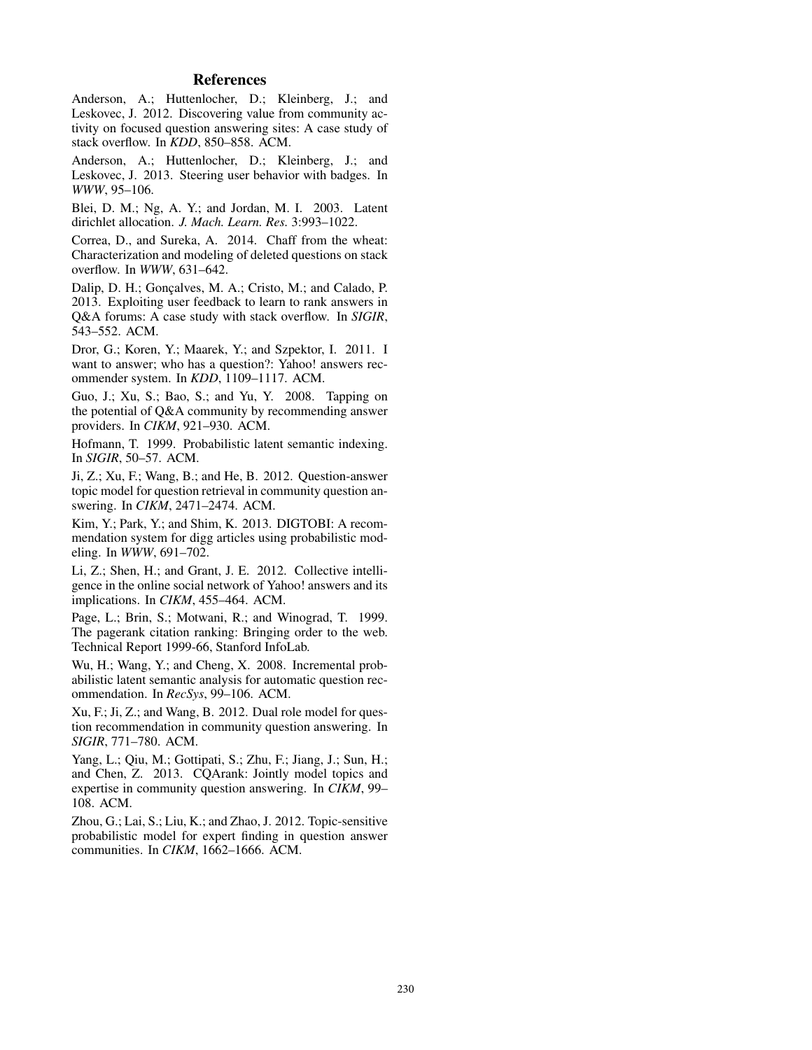## References

Anderson, A.; Huttenlocher, D.; Kleinberg, J.; and Leskovec, J. 2012. Discovering value from community activity on focused question answering sites: A case study of stack overflow. In *KDD*, 850–858. ACM.

Anderson, A.; Huttenlocher, D.; Kleinberg, J.; and Leskovec, J. 2013. Steering user behavior with badges. In *WWW*, 95–106.

Blei, D. M.; Ng, A. Y.; and Jordan, M. I. 2003. Latent dirichlet allocation. *J. Mach. Learn. Res.* 3:993–1022.

Correa, D., and Sureka, A. 2014. Chaff from the wheat: Characterization and modeling of deleted questions on stack overflow. In *WWW*, 631–642.

Dalip, D. H.; Gonçalves, M. A.; Cristo, M.; and Calado, P. 2013. Exploiting user feedback to learn to rank answers in Q&A forums: A case study with stack overflow. In *SIGIR*, 543–552. ACM.

Dror, G.; Koren, Y.; Maarek, Y.; and Szpektor, I. 2011. I want to answer; who has a question?: Yahoo! answers recommender system. In *KDD*, 1109–1117. ACM.

Guo, J.; Xu, S.; Bao, S.; and Yu, Y. 2008. Tapping on the potential of Q&A community by recommending answer providers. In *CIKM*, 921–930. ACM.

Hofmann, T. 1999. Probabilistic latent semantic indexing. In *SIGIR*, 50–57. ACM.

Ji, Z.; Xu, F.; Wang, B.; and He, B. 2012. Question-answer topic model for question retrieval in community question answering. In *CIKM*, 2471–2474. ACM.

Kim, Y.; Park, Y.; and Shim, K. 2013. DIGTOBI: A recommendation system for digg articles using probabilistic modeling. In *WWW*, 691–702.

Li, Z.; Shen, H.; and Grant, J. E. 2012. Collective intelligence in the online social network of Yahoo! answers and its implications. In *CIKM*, 455–464. ACM.

Page, L.; Brin, S.; Motwani, R.; and Winograd, T. 1999. The pagerank citation ranking: Bringing order to the web. Technical Report 1999-66, Stanford InfoLab.

Wu, H.; Wang, Y.; and Cheng, X. 2008. Incremental probabilistic latent semantic analysis for automatic question recommendation. In *RecSys*, 99–106. ACM.

Xu, F.; Ji, Z.; and Wang, B. 2012. Dual role model for question recommendation in community question answering. In *SIGIR*, 771–780. ACM.

Yang, L.; Qiu, M.; Gottipati, S.; Zhu, F.; Jiang, J.; Sun, H.; and Chen, Z. 2013. CQArank: Jointly model topics and expertise in community question answering. In *CIKM*, 99–108. ACM.

Zhou, G.; Lai, S.; Liu, K.; and Zhao, J. 2012. Topic-sensitive probabilistic model for expert finding in question answer communities. In *CIKM*, 1662–1666. ACM.